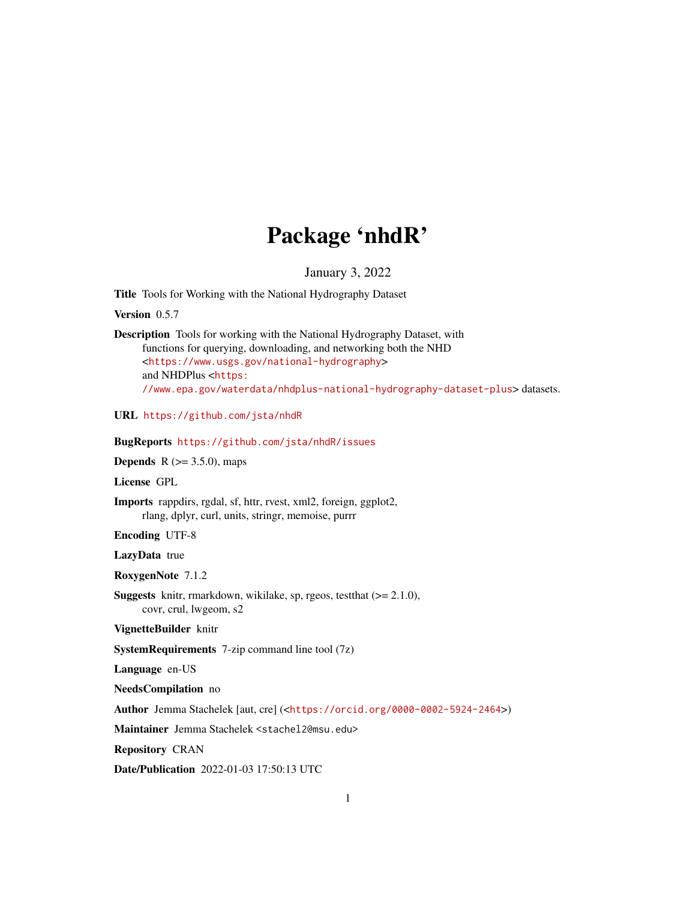# Package 'nhdR'

January 3, 2022

**Title** Tools for Working with the National Hydrography Dataset

**Version** 0.5.7

**Description** Tools for working with the National Hydrography Dataset, with functions for querying, downloading, and networking both the NHD <https://www.usgs.gov/national-hydrography> and NHDPlus <https://www.epa.gov/waterdata/nhdplus-national-hydrography-dataset-plus> datasets.

**URL** https://github.com/jsta/nhdR

**BugReports** https://github.com/jsta/nhdR/issues

**Depends** R (>= 3.5.0), maps

**License** GPL

**Imports** rappdirs, rgdal, sf, httr, rvest, xml2, foreign, ggplot2, rlang, dplyr, curl, units, stringr, memoise, purrr

**Encoding** UTF-8

**LazyData** true

**RoxygenNote** 7.1.2

**Suggests** knitr, rmarkdown, wikilake, sp, rgeos, testthat (>= 2.1.0), covr, crul, lwgeom, s2

**VignetteBuilder** knitr

**SystemRequirements** 7-zip command line tool (7z)

**Language** en-US

**NeedsCompilation** no

**Author** Jemma Stachelek [aut, cre] (<https://orcid.org/0000-0002-5924-2464>)

**Maintainer** Jemma Stachelek <stachel2@msu.edu>

**Repository** CRAN

**Date/Publication** 2022-01-03 17:50:13 UTC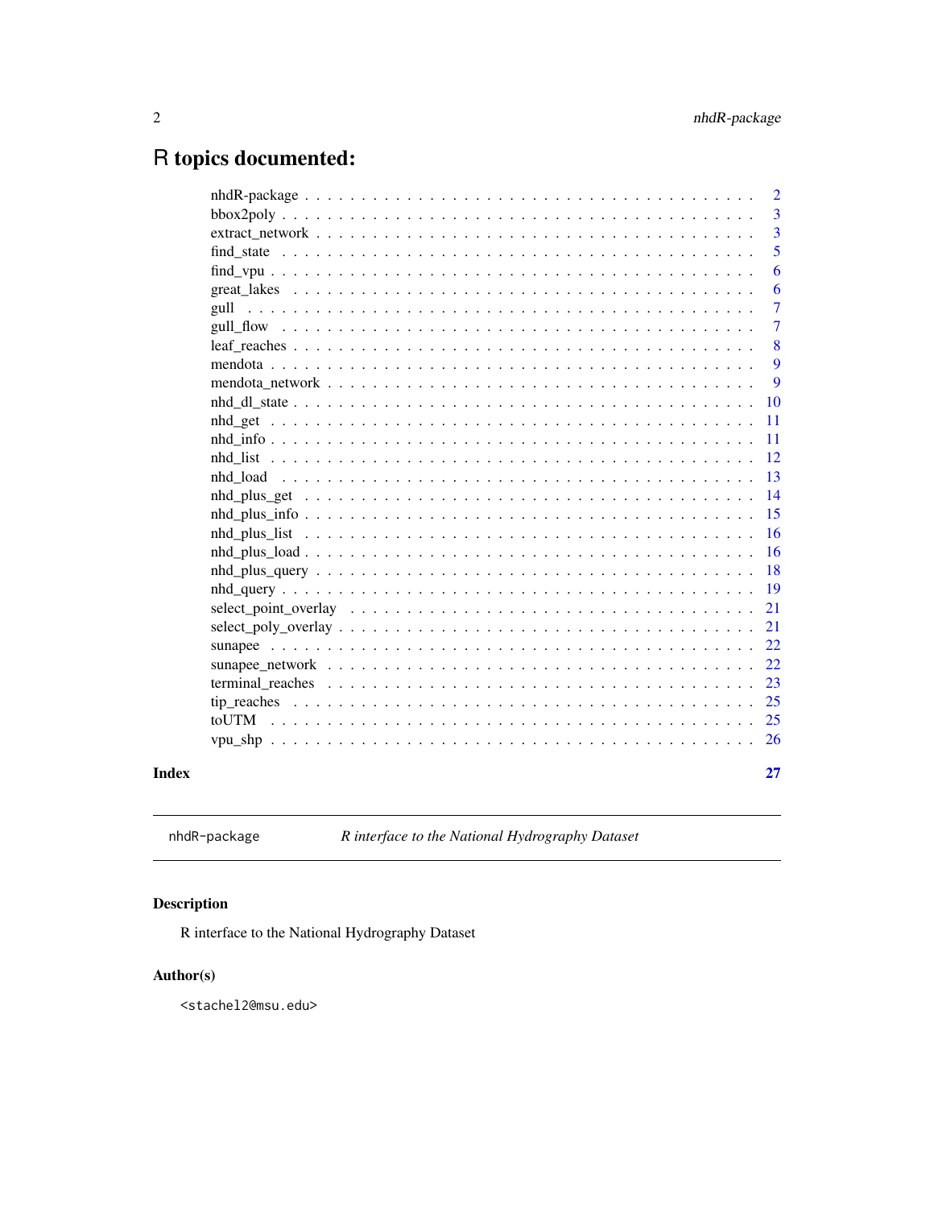# R topics documented:

| | |
|---|---|
| nhdR-package | 2 |
| bbox2poly | 3 |
| extract_network | 3 |
| find_state | 5 |
| find_vpu | 6 |
| great_lakes | 6 |
| gull | 7 |
| gull_flow | 7 |
| leaf_reaches | 8 |
| mendota | 9 |
| mendota_network | 9 |
| nhd_dl_state | 10 |
| nhd_get | 11 |
| nhd_info | 11 |
| nhd_list | 12 |
| nhd_load | 13 |
| nhd_plus_get | 14 |
| nhd_plus_info | 15 |
| nhd_plus_list | 16 |
| nhd_plus_load | 16 |
| nhd_plus_query | 18 |
| nhd_query | 19 |
| select_point_overlay | 21 |
| select_poly_overlay | 21 |
| sunapee | 22 |
| sunapee_network | 22 |
| terminal_reaches | 23 |
| tip_reaches | 25 |
| toUTM | 25 |
| vpu_shp | 26 |

**Index** **27**

---

`nhdR-package` *R interface to the National Hydrography Dataset*

---

## Description

R interface to the National Hydrography Dataset

## Author(s)

<stachel2@msu.edu>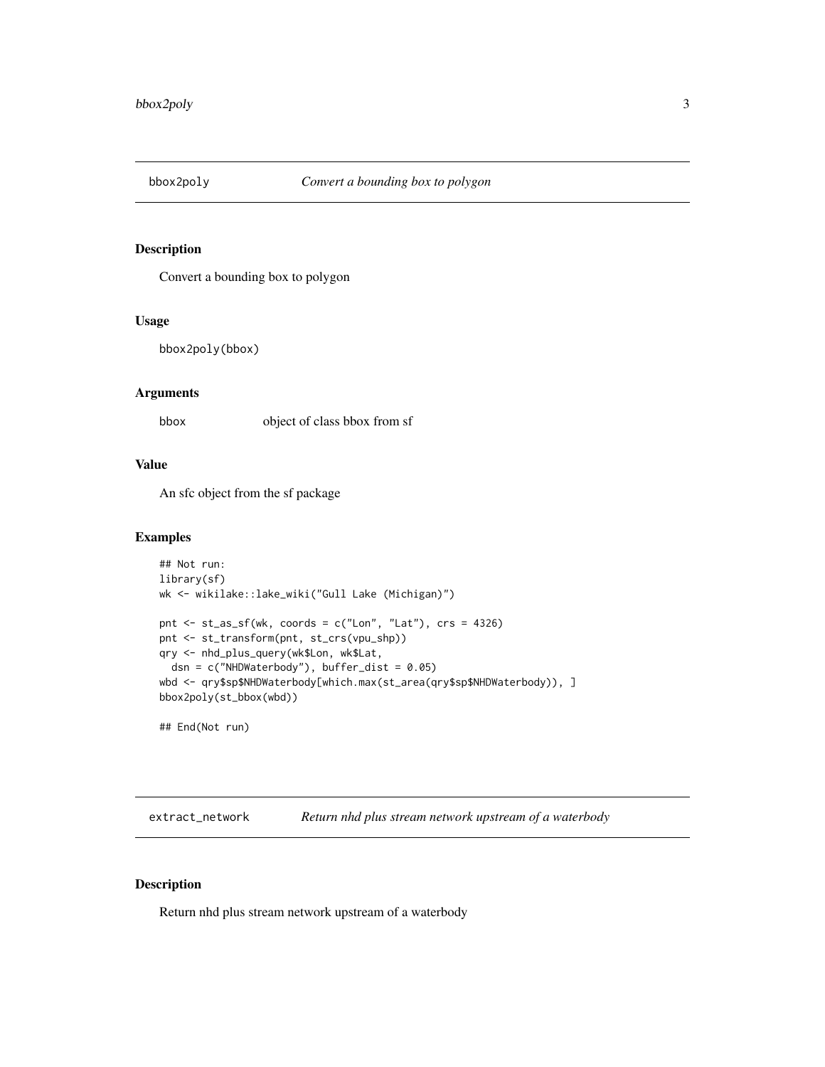## bbox2poly — *Convert a bounding box to polygon*

### Description

Convert a bounding box to polygon

### Usage

```
bbox2poly(bbox)
```

### Arguments

| | |
|---|---|
| bbox | object of class bbox from sf |

### Value

An sfc object from the sf package

### Examples

```
## Not run:
library(sf)
wk <- wikilake::lake_wiki("Gull Lake (Michigan)")

pnt <- st_as_sf(wk, coords = c("Lon", "Lat"), crs = 4326)
pnt <- st_transform(pnt, st_crs(vpu_shp))
qry <- nhd_plus_query(wk$Lon, wk$Lat,
  dsn = c("NHDWaterbody"), buffer_dist = 0.05)
wbd <- qry$sp$NHDWaterbody[which.max(st_area(qry$sp$NHDWaterbody)), ]
bbox2poly(st_bbox(wbd))

## End(Not run)
```

## extract_network — *Return nhd plus stream network upstream of a waterbody*

### Description

Return nhd plus stream network upstream of a waterbody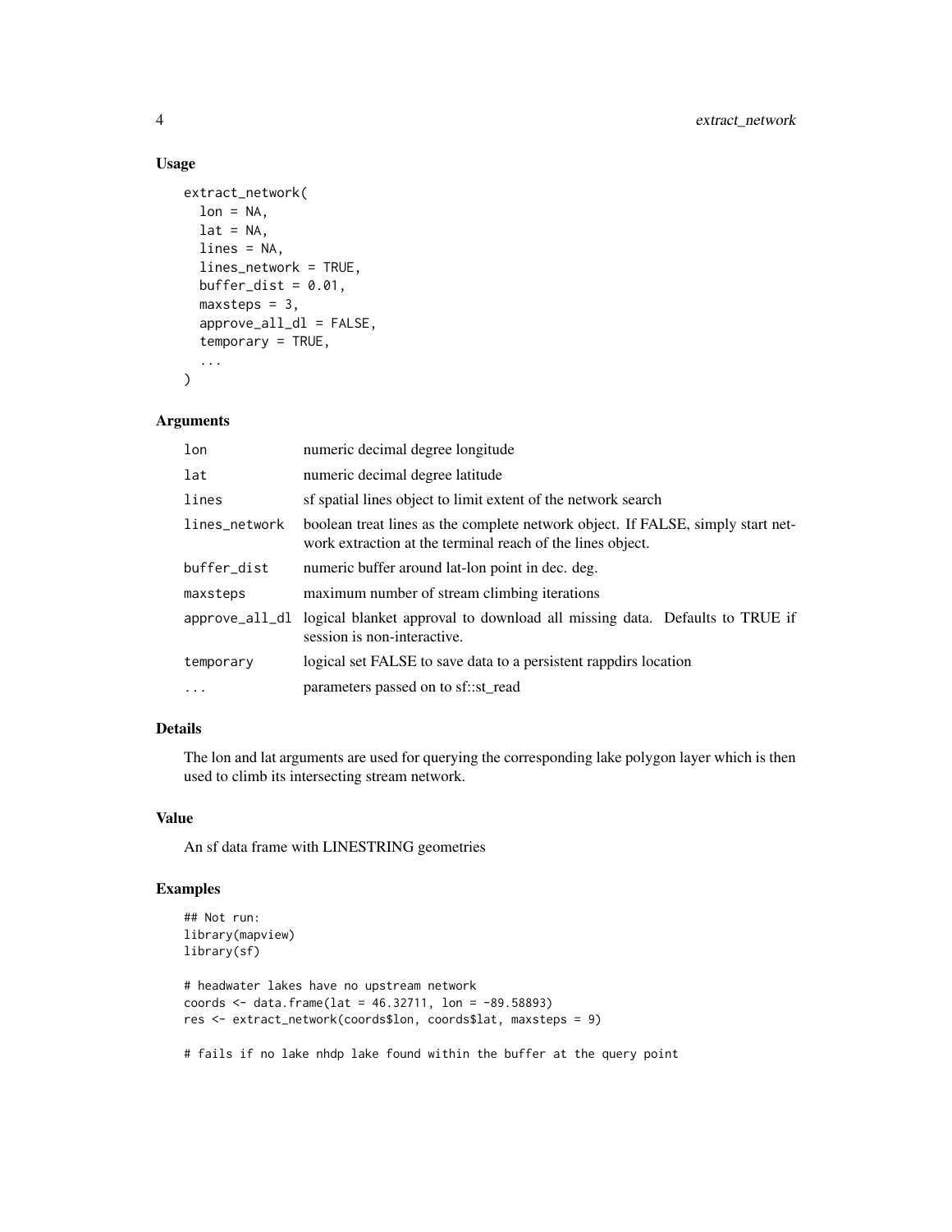## Usage

```
extract_network(
  lon = NA,
  lat = NA,
  lines = NA,
  lines_network = TRUE,
  buffer_dist = 0.01,
  maxsteps = 3,
  approve_all_dl = FALSE,
  temporary = TRUE,
  ...
)
```

## Arguments

| | |
|---|---|
| lon | numeric decimal degree longitude |
| lat | numeric decimal degree latitude |
| lines | sf spatial lines object to limit extent of the network search |
| lines_network | boolean treat lines as the complete network object. If FALSE, simply start network extraction at the terminal reach of the lines object. |
| buffer_dist | numeric buffer around lat-lon point in dec. deg. |
| maxsteps | maximum number of stream climbing iterations |
| approve_all_dl | logical blanket approval to download all missing data. Defaults to TRUE if session is non-interactive. |
| temporary | logical set FALSE to save data to a persistent rappdirs location |
| ... | parameters passed on to sf::st_read |

## Details

The lon and lat arguments are used for querying the corresponding lake polygon layer which is then used to climb its intersecting stream network.

## Value

An sf data frame with LINESTRING geometries

## Examples

```
## Not run:
library(mapview)
library(sf)

# headwater lakes have no upstream network
coords <- data.frame(lat = 46.32711, lon = -89.58893)
res <- extract_network(coords$lon, coords$lat, maxsteps = 9)

# fails if no lake nhdp lake found within the buffer at the query point
```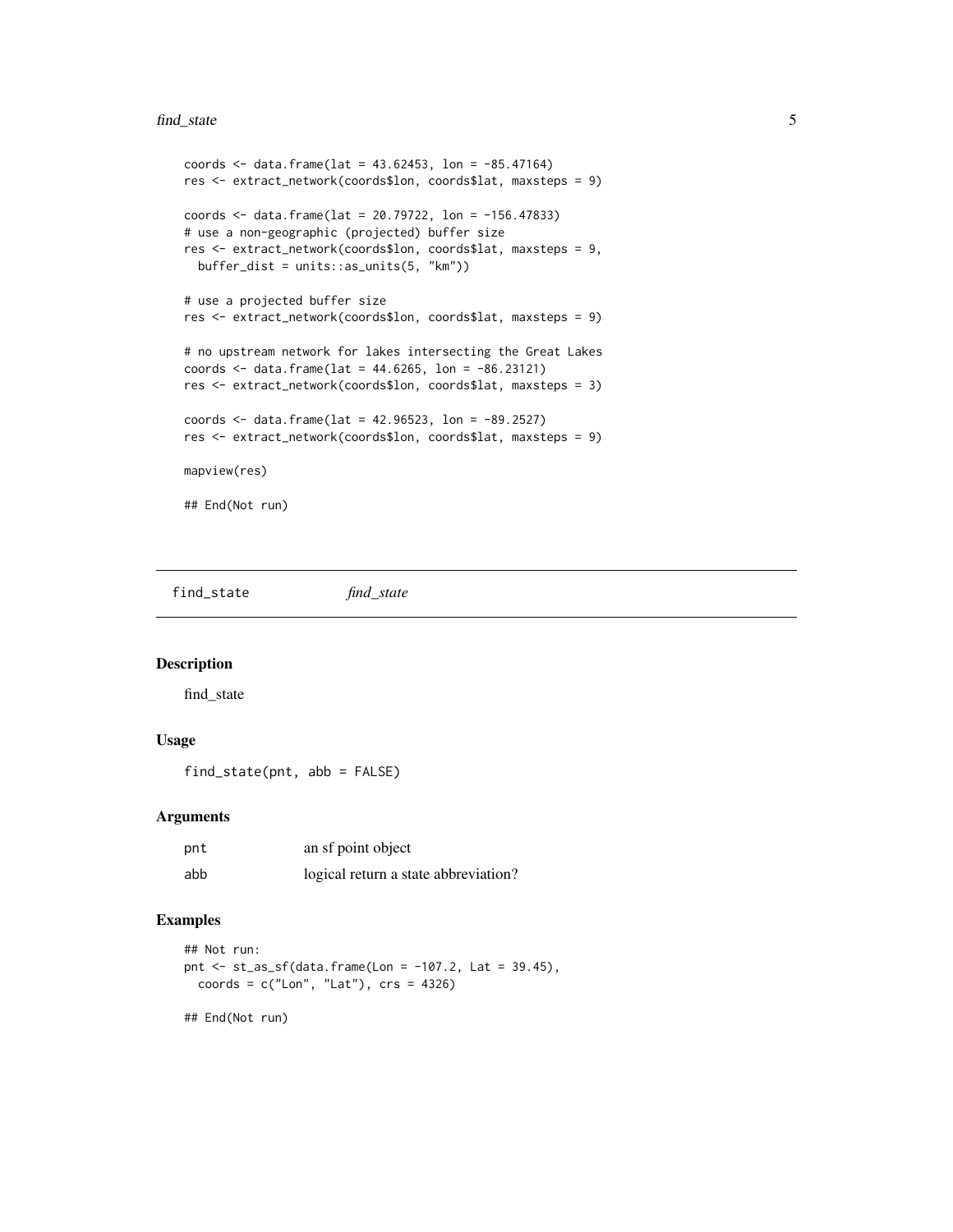```
coords <- data.frame(lat = 43.62453, lon = -85.47164)
res <- extract_network(coords$lon, coords$lat, maxsteps = 9)

coords <- data.frame(lat = 20.79722, lon = -156.47833)
# use a non-geographic (projected) buffer size
res <- extract_network(coords$lon, coords$lat, maxsteps = 9,
  buffer_dist = units::as_units(5, "km"))

# use a projected buffer size
res <- extract_network(coords$lon, coords$lat, maxsteps = 9)

# no upstream network for lakes intersecting the Great Lakes
coords <- data.frame(lat = 44.6265, lon = -86.23121)
res <- extract_network(coords$lon, coords$lat, maxsteps = 3)

coords <- data.frame(lat = 42.96523, lon = -89.2527)
res <- extract_network(coords$lon, coords$lat, maxsteps = 9)

mapview(res)

## End(Not run)
```

---

## find_state — *find_state*

### Description

find_state

### Usage

```
find_state(pnt, abb = FALSE)
```

### Arguments

| | |
|---|---|
| pnt | an sf point object |
| abb | logical return a state abbreviation? |

### Examples

```
## Not run:
pnt <- st_as_sf(data.frame(Lon = -107.2, Lat = 39.45),
  coords = c("Lon", "Lat"), crs = 4326)

## End(Not run)
```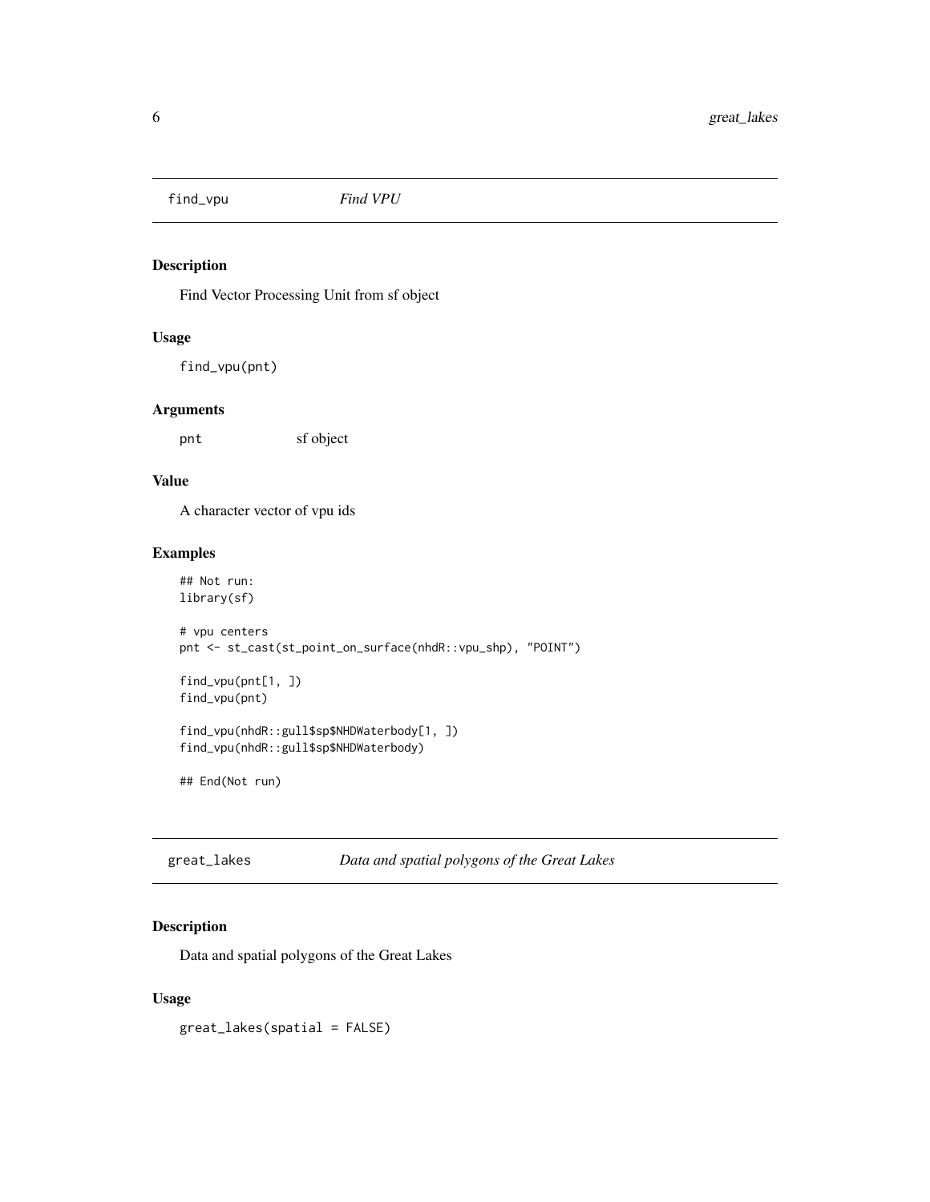## find_vpu *Find VPU*

### Description

Find Vector Processing Unit from sf object

### Usage

```
find_vpu(pnt)
```

### Arguments

pnt sf object

### Value

A character vector of vpu ids

### Examples

```
## Not run:
library(sf)

# vpu centers
pnt <- st_cast(st_point_on_surface(nhdR::vpu_shp), "POINT")

find_vpu(pnt[1, ])
find_vpu(pnt)

find_vpu(nhdR::gull$sp$NHDWaterbody[1, ])
find_vpu(nhdR::gull$sp$NHDWaterbody)

## End(Not run)
```

## great_lakes *Data and spatial polygons of the Great Lakes*

### Description

Data and spatial polygons of the Great Lakes

### Usage

```
great_lakes(spatial = FALSE)
```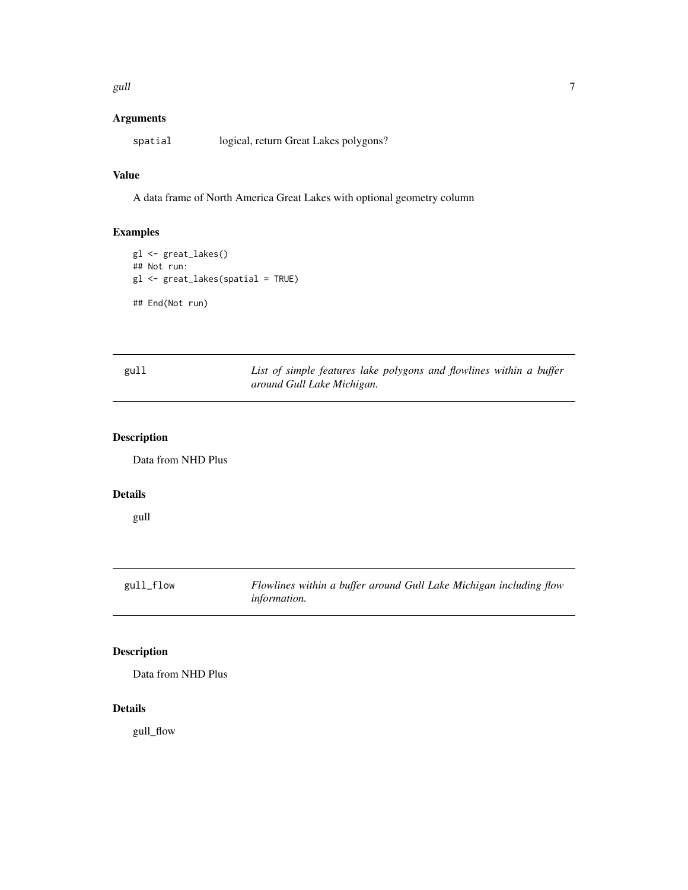## Arguments

spatial    logical, return Great Lakes polygons?

## Value

A data frame of North America Great Lakes with optional geometry column

## Examples

```
gl <- great_lakes()
## Not run:
gl <- great_lakes(spatial = TRUE)

## End(Not run)
```

---

# gull    *List of simple features lake polygons and flowlines within a buffer around Gull Lake Michigan.*

---

## Description

Data from NHD Plus

## Details

gull

---

# gull_flow    *Flowlines within a buffer around Gull Lake Michigan including flow information.*

---

## Description

Data from NHD Plus

## Details

gull_flow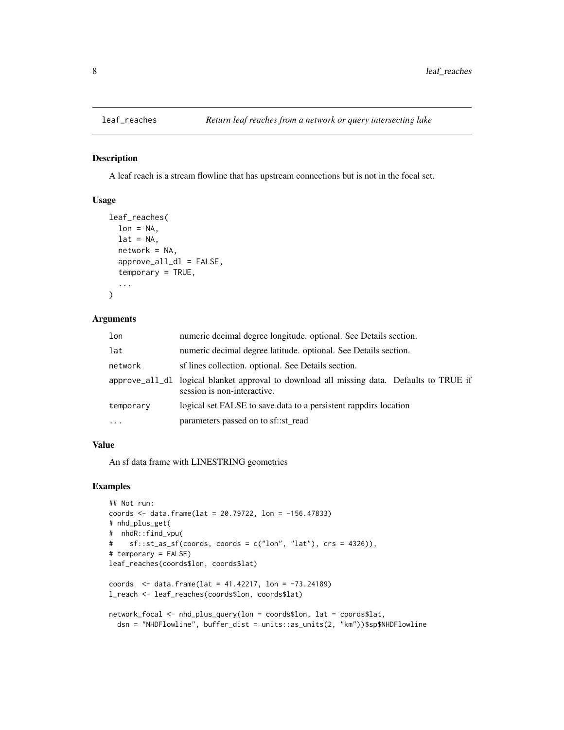# leaf_reaches

*Return leaf reaches from a network or query intersecting lake*

## Description

A leaf reach is a stream flowline that has upstream connections but is not in the focal set.

## Usage

```
leaf_reaches(
  lon = NA,
  lat = NA,
  network = NA,
  approve_all_dl = FALSE,
  temporary = TRUE,
  ...
)
```

## Arguments

| | |
|---|---|
| lon | numeric decimal degree longitude. optional. See Details section. |
| lat | numeric decimal degree latitude. optional. See Details section. |
| network | sf lines collection. optional. See Details section. |
| approve_all_dl | logical blanket approval to download all missing data. Defaults to TRUE if session is non-interactive. |
| temporary | logical set FALSE to save data to a persistent rappdirs location |
| ... | parameters passed on to sf::st_read |

## Value

An sf data frame with LINESTRING geometries

## Examples

```
## Not run:
coords <- data.frame(lat = 20.79722, lon = -156.47833)
# nhd_plus_get(
#  nhdR::find_vpu(
#    sf::st_as_sf(coords, coords = c("lon", "lat"), crs = 4326)),
# temporary = FALSE)
leaf_reaches(coords$lon, coords$lat)

coords  <- data.frame(lat = 41.42217, lon = -73.24189)
l_reach <- leaf_reaches(coords$lon, coords$lat)

network_focal <- nhd_plus_query(lon = coords$lon, lat = coords$lat,
  dsn = "NHDFlowline", buffer_dist = units::as_units(2, "km"))$sp$NHDFlowline
```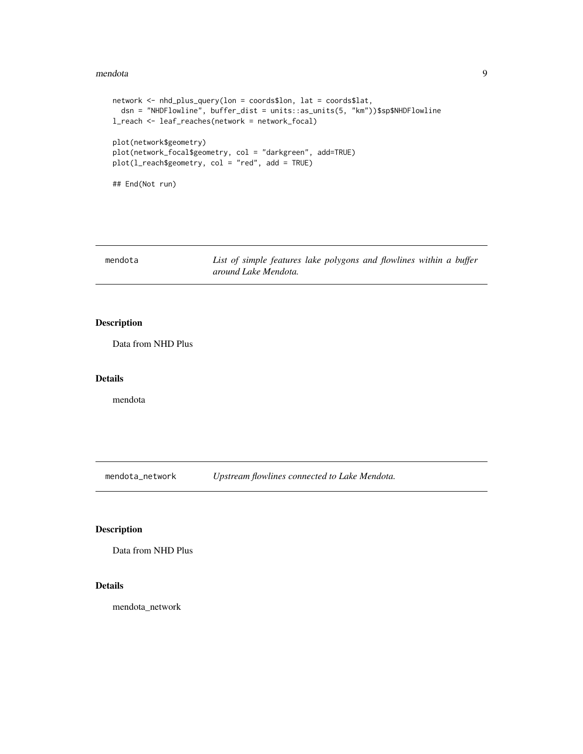```
network <- nhd_plus_query(lon = coords$lon, lat = coords$lat,
  dsn = "NHDFlowline", buffer_dist = units::as_units(5, "km"))$sp$NHDFlowline
l_reach <- leaf_reaches(network = network_focal)

plot(network$geometry)
plot(network_focal$geometry, col = "darkgreen", add=TRUE)
plot(l_reach$geometry, col = "red", add = TRUE)

## End(Not run)
```

---

## mendota — *List of simple features lake polygons and flowlines within a buffer around Lake Mendota.*

---

### Description

Data from NHD Plus

### Details

mendota

---

## mendota_network — *Upstream flowlines connected to Lake Mendota.*

---

### Description

Data from NHD Plus

### Details

mendota_network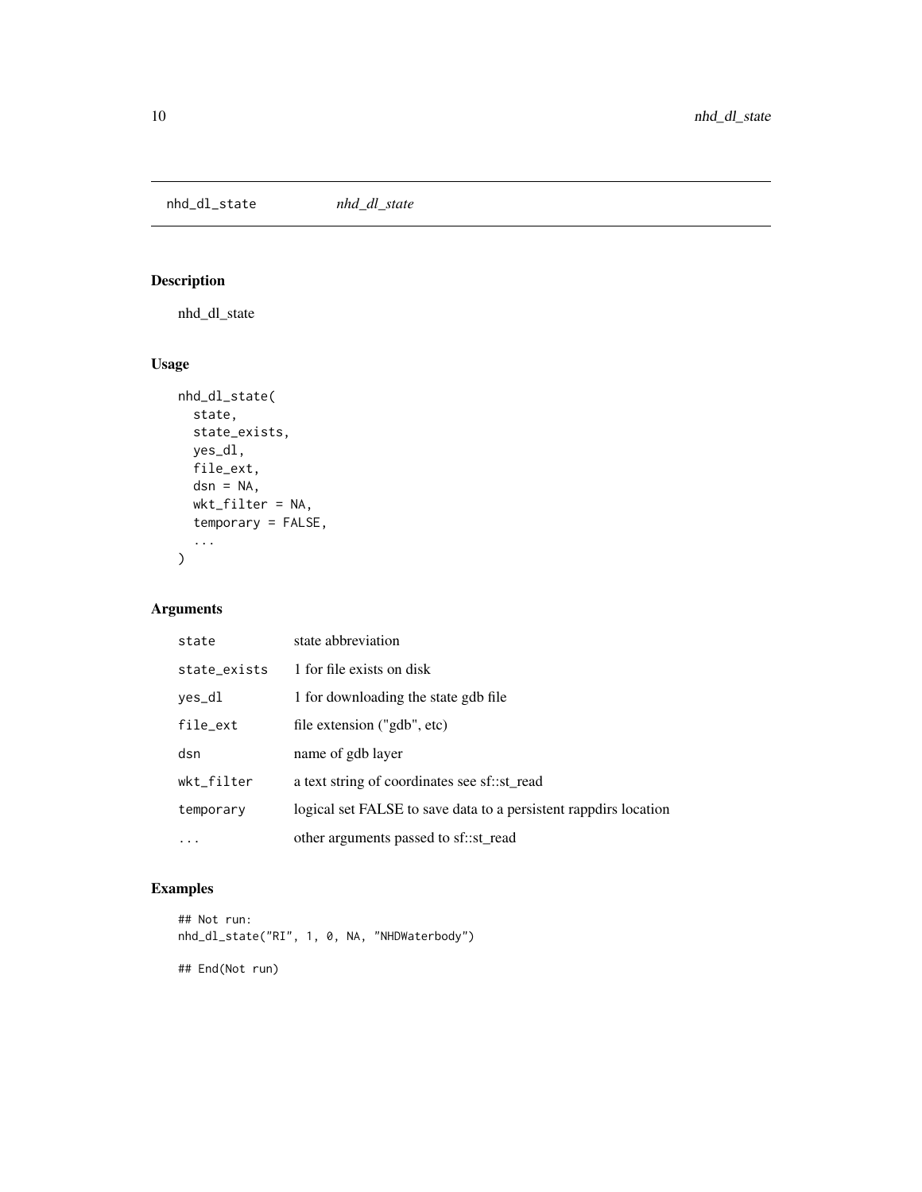`nhd_dl_state` *nhd_dl_state*

## Description

nhd_dl_state

## Usage

```
nhd_dl_state(
  state,
  state_exists,
  yes_dl,
  file_ext,
  dsn = NA,
  wkt_filter = NA,
  temporary = FALSE,
  ...
)
```

## Arguments

| | |
|---|---|
| state | state abbreviation |
| state_exists | 1 for file exists on disk |
| yes_dl | 1 for downloading the state gdb file |
| file_ext | file extension ("gdb", etc) |
| dsn | name of gdb layer |
| wkt_filter | a text string of coordinates see sf::st_read |
| temporary | logical set FALSE to save data to a persistent rappdirs location |
| ... | other arguments passed to sf::st_read |

## Examples

```
## Not run:
nhd_dl_state("RI", 1, 0, NA, "NHDWaterbody")

## End(Not run)
```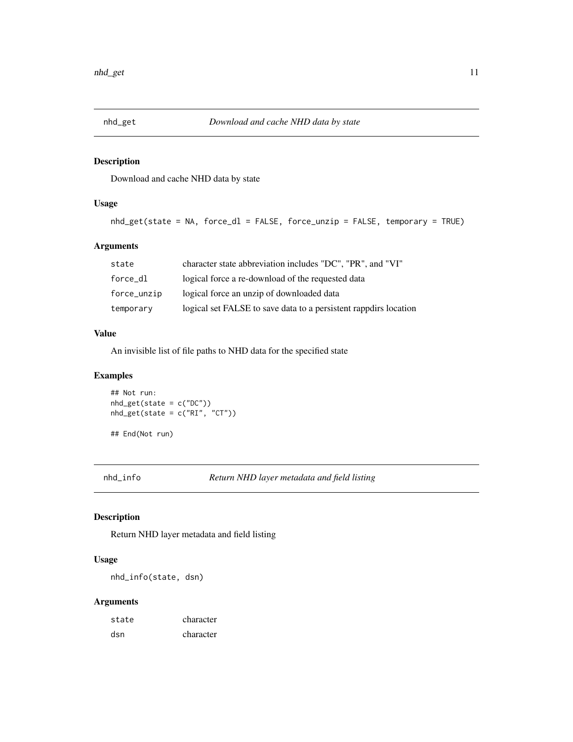## nhd_get — *Download and cache NHD data by state*

### Description

Download and cache NHD data by state

### Usage

```
nhd_get(state = NA, force_dl = FALSE, force_unzip = FALSE, temporary = TRUE)
```

### Arguments

| | |
|---|---|
| state | character state abbreviation includes "DC", "PR", and "VI" |
| force_dl | logical force a re-download of the requested data |
| force_unzip | logical force an unzip of downloaded data |
| temporary | logical set FALSE to save data to a persistent rappdirs location |

### Value

An invisible list of file paths to NHD data for the specified state

### Examples

```
## Not run:
nhd_get(state = c("DC"))
nhd_get(state = c("RI", "CT"))

## End(Not run)
```

## nhd_info — *Return NHD layer metadata and field listing*

### Description

Return NHD layer metadata and field listing

### Usage

```
nhd_info(state, dsn)
```

### Arguments

| | |
|---|---|
| state | character |
| dsn | character |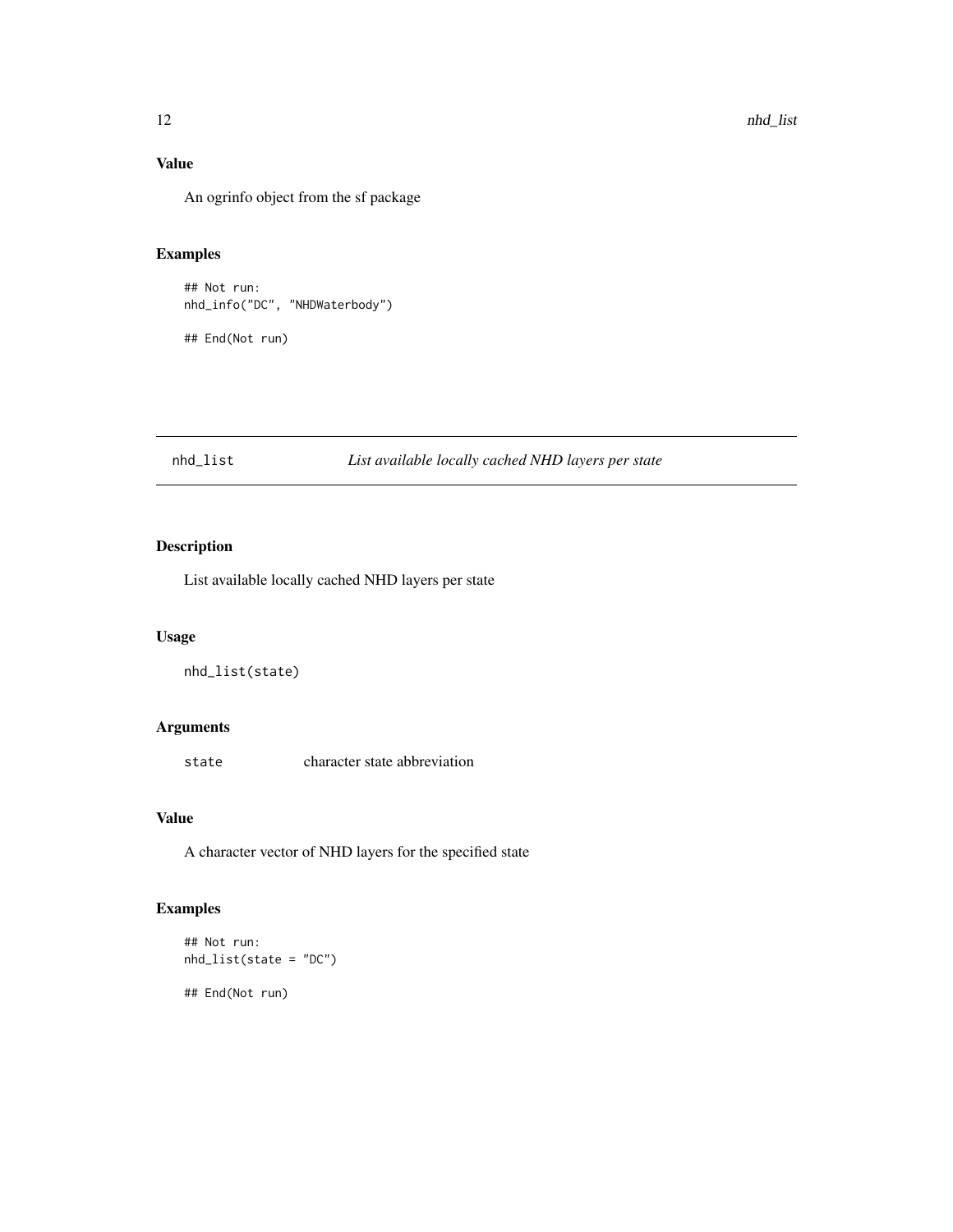## Value

An ogrinfo object from the sf package

## Examples

```
## Not run:
nhd_info("DC", "NHDWaterbody")

## End(Not run)
```

---

# nhd_list — *List available locally cached NHD layers per state*

## Description

List available locally cached NHD layers per state

## Usage

```
nhd_list(state)
```

## Arguments

| | |
|---|---|
| state | character state abbreviation |

## Value

A character vector of NHD layers for the specified state

## Examples

```
## Not run:
nhd_list(state = "DC")

## End(Not run)
```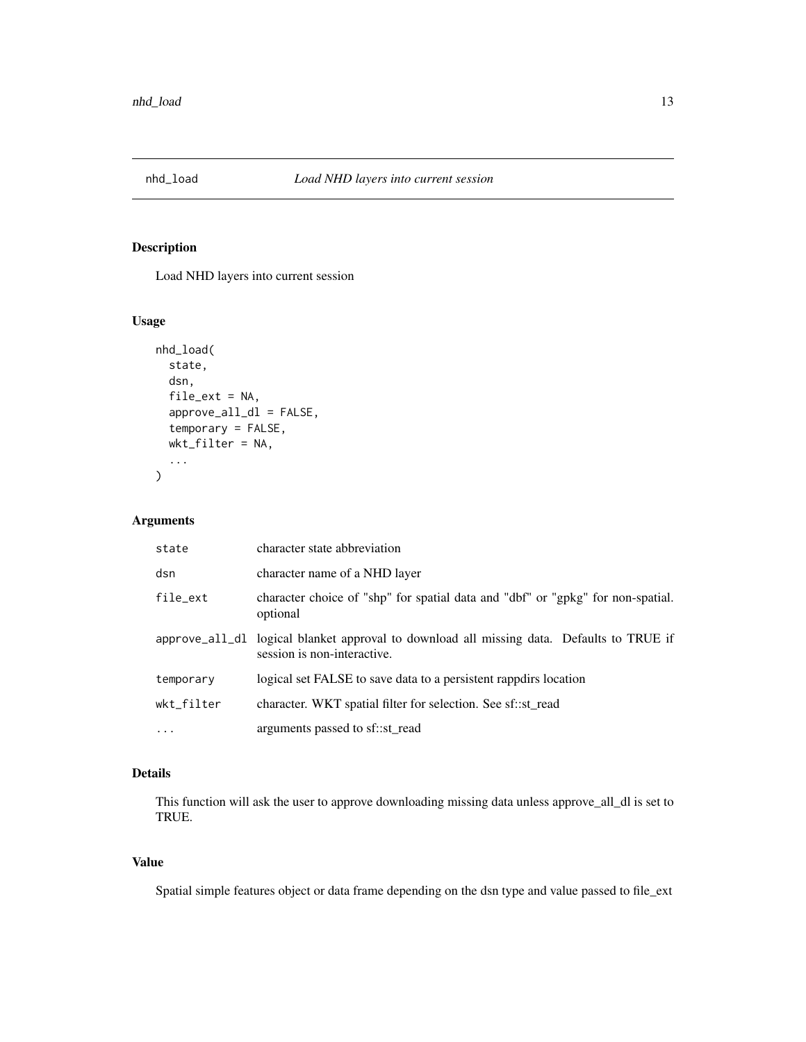## nhd_load — *Load NHD layers into current session*

### Description

Load NHD layers into current session

### Usage

```
nhd_load(
  state,
  dsn,
  file_ext = NA,
  approve_all_dl = FALSE,
  temporary = FALSE,
  wkt_filter = NA,
  ...
)
```

### Arguments

| | |
|---|---|
| state | character state abbreviation |
| dsn | character name of a NHD layer |
| file_ext | character choice of "shp" for spatial data and "dbf" or "gpkg" for non-spatial. optional |
| approve_all_dl | logical blanket approval to download all missing data. Defaults to TRUE if session is non-interactive. |
| temporary | logical set FALSE to save data to a persistent rappdirs location |
| wkt_filter | character. WKT spatial filter for selection. See sf::st_read |
| ... | arguments passed to sf::st_read |

### Details

This function will ask the user to approve downloading missing data unless approve_all_dl is set to TRUE.

### Value

Spatial simple features object or data frame depending on the dsn type and value passed to file_ext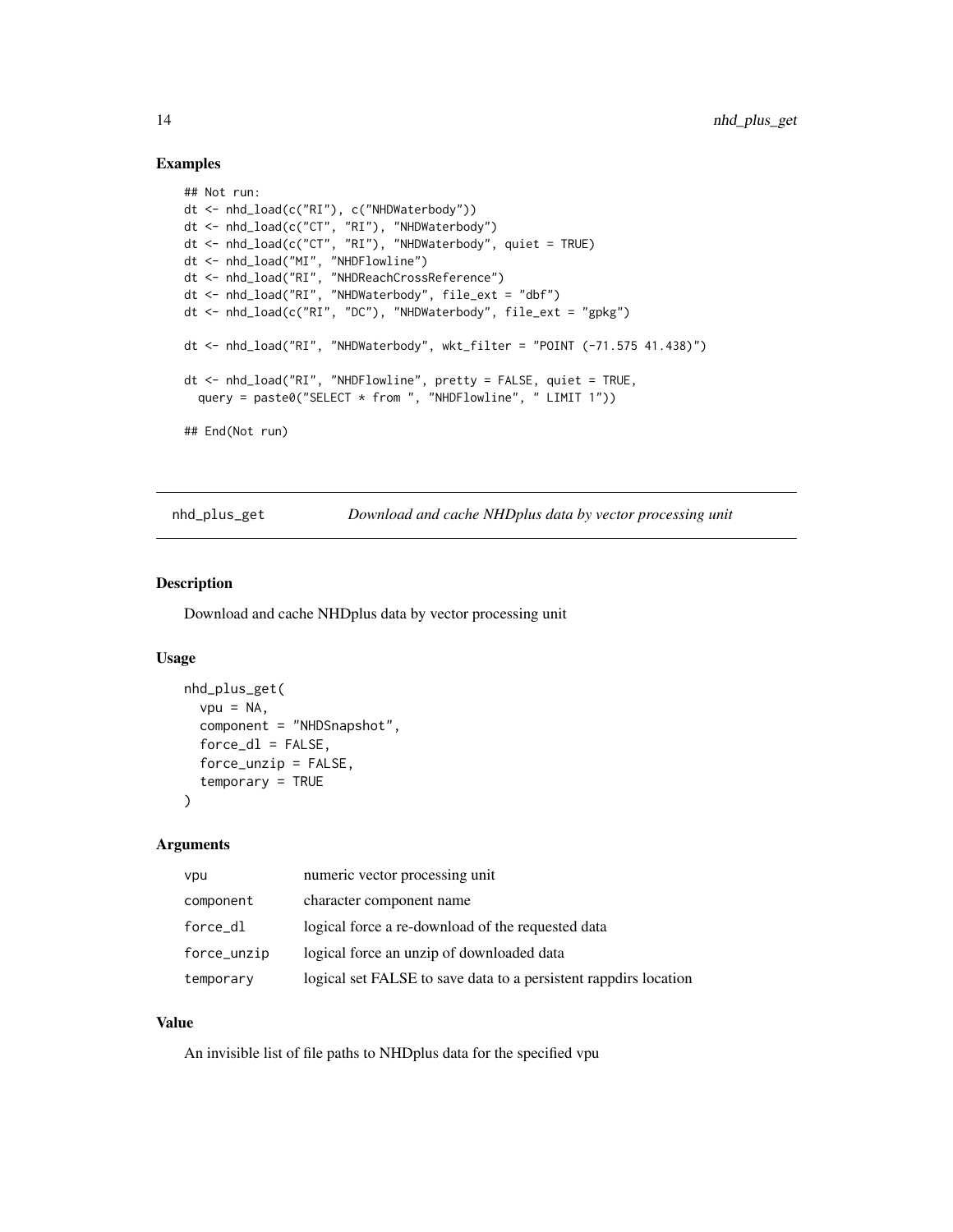## Examples

```
## Not run:
dt <- nhd_load(c("RI"), c("NHDWaterbody"))
dt <- nhd_load(c("CT", "RI"), "NHDWaterbody")
dt <- nhd_load(c("CT", "RI"), "NHDWaterbody", quiet = TRUE)
dt <- nhd_load("MI", "NHDFlowline")
dt <- nhd_load("RI", "NHDReachCrossReference")
dt <- nhd_load("RI", "NHDWaterbody", file_ext = "dbf")
dt <- nhd_load(c("RI", "DC"), "NHDWaterbody", file_ext = "gpkg")

dt <- nhd_load("RI", "NHDWaterbody", wkt_filter = "POINT (-71.575 41.438)")

dt <- nhd_load("RI", "NHDFlowline", pretty = FALSE, quiet = TRUE,
  query = paste0("SELECT * from ", "NHDFlowline", " LIMIT 1"))

## End(Not run)
```

---

# nhd_plus_get — *Download and cache NHDplus data by vector processing unit*

## Description

Download and cache NHDplus data by vector processing unit

## Usage

```
nhd_plus_get(
  vpu = NA,
  component = "NHDSnapshot",
  force_dl = FALSE,
  force_unzip = FALSE,
  temporary = TRUE
)
```

## Arguments

| | |
|---|---|
| vpu | numeric vector processing unit |
| component | character component name |
| force_dl | logical force a re-download of the requested data |
| force_unzip | logical force an unzip of downloaded data |
| temporary | logical set FALSE to save data to a persistent rappdirs location |

## Value

An invisible list of file paths to NHDplus data for the specified vpu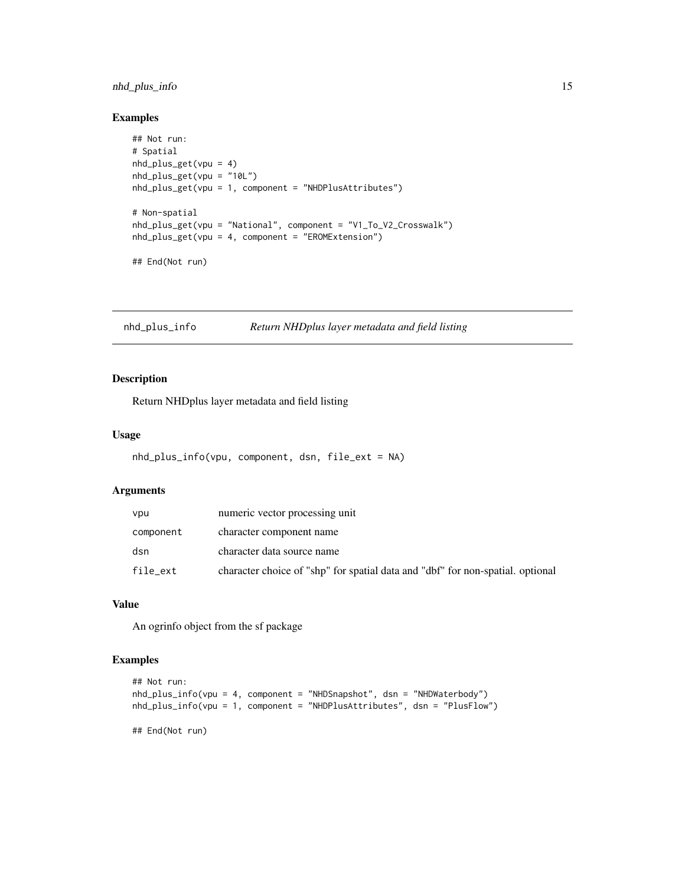### Examples

```
## Not run:
# Spatial
nhd_plus_get(vpu = 4)
nhd_plus_get(vpu = "10L")
nhd_plus_get(vpu = 1, component = "NHDPlusAttributes")

# Non-spatial
nhd_plus_get(vpu = "National", component = "V1_To_V2_Crosswalk")
nhd_plus_get(vpu = 4, component = "EROMExtension")

## End(Not run)
```

---

## nhd_plus_info — *Return NHDplus layer metadata and field listing*

---

### Description

Return NHDplus layer metadata and field listing

### Usage

```
nhd_plus_info(vpu, component, dsn, file_ext = NA)
```

### Arguments

| | |
|---|---|
| `vpu` | numeric vector processing unit |
| `component` | character component name |
| `dsn` | character data source name |
| `file_ext` | character choice of "shp" for spatial data and "dbf" for non-spatial. optional |

### Value

An ogrinfo object from the sf package

### Examples

```
## Not run:
nhd_plus_info(vpu = 4, component = "NHDSnapshot", dsn = "NHDWaterbody")
nhd_plus_info(vpu = 1, component = "NHDPlusAttributes", dsn = "PlusFlow")

## End(Not run)
```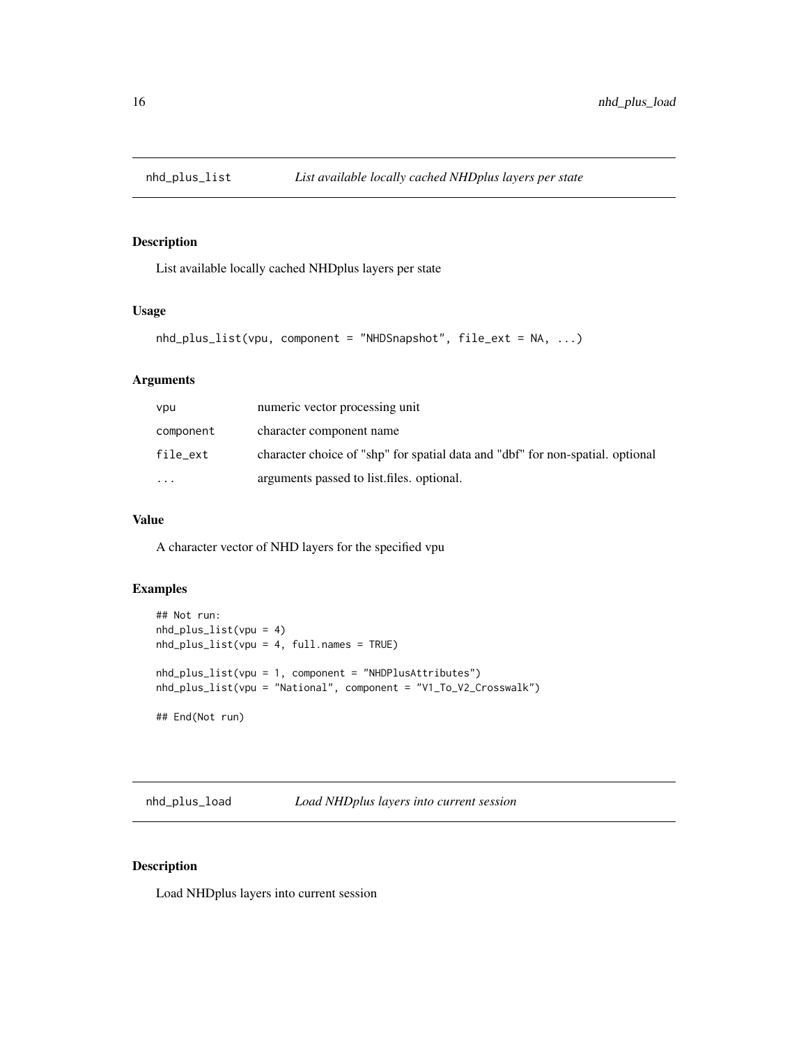## nhd_plus_list — *List available locally cached NHDplus layers per state*

### Description

List available locally cached NHDplus layers per state

### Usage

```
nhd_plus_list(vpu, component = "NHDSnapshot", file_ext = NA, ...)
```

### Arguments

| | |
|---|---|
| vpu | numeric vector processing unit |
| component | character component name |
| file_ext | character choice of "shp" for spatial data and "dbf" for non-spatial. optional |
| ... | arguments passed to list.files. optional. |

### Value

A character vector of NHD layers for the specified vpu

### Examples

```
## Not run:
nhd_plus_list(vpu = 4)
nhd_plus_list(vpu = 4, full.names = TRUE)

nhd_plus_list(vpu = 1, component = "NHDPlusAttributes")
nhd_plus_list(vpu = "National", component = "V1_To_V2_Crosswalk")

## End(Not run)
```

## nhd_plus_load — *Load NHDplus layers into current session*

### Description

Load NHDplus layers into current session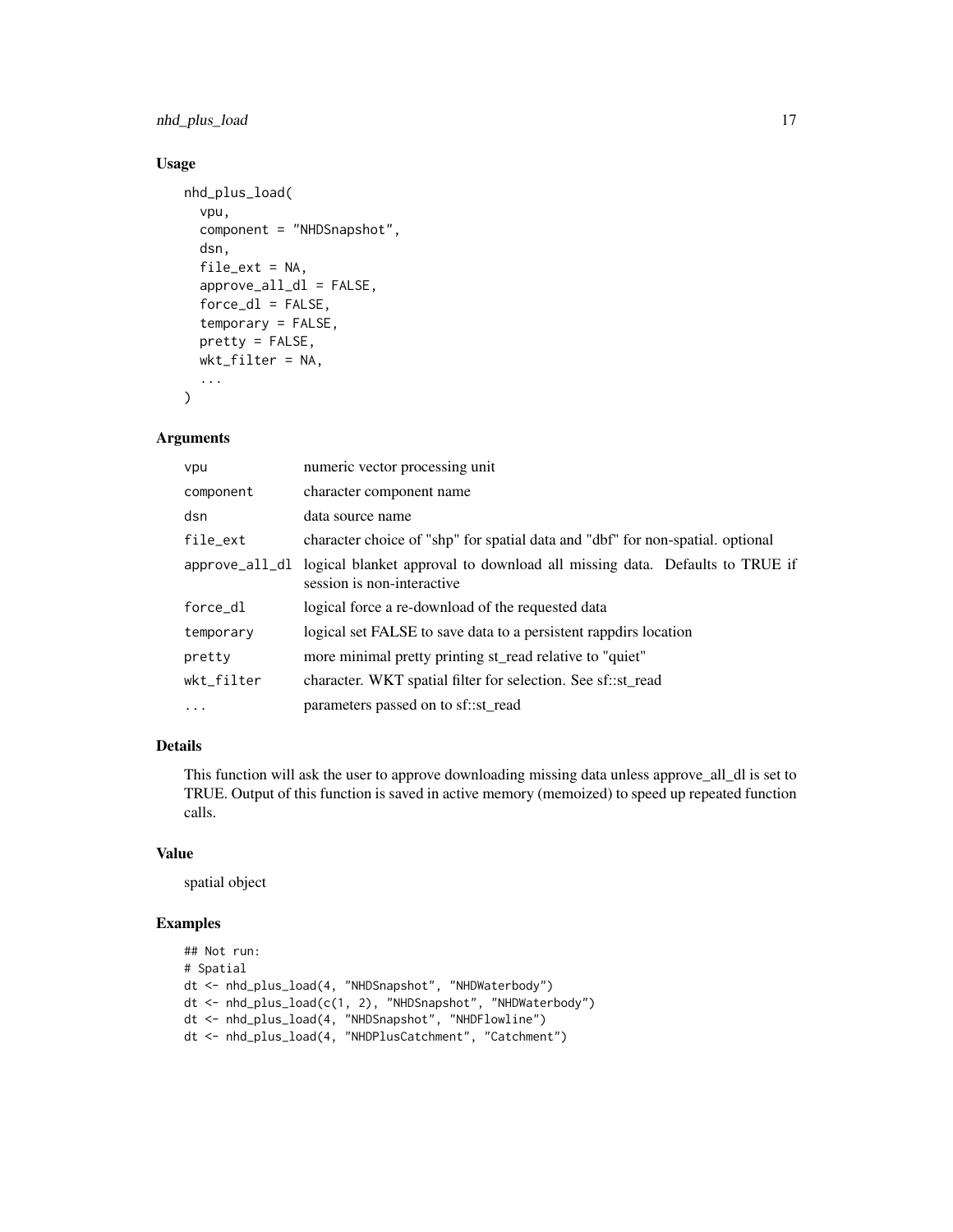## Usage

```
nhd_plus_load(
  vpu,
  component = "NHDSnapshot",
  dsn,
  file_ext = NA,
  approve_all_dl = FALSE,
  force_dl = FALSE,
  temporary = FALSE,
  pretty = FALSE,
  wkt_filter = NA,
  ...
)
```

## Arguments

| | |
|---|---|
| vpu | numeric vector processing unit |
| component | character component name |
| dsn | data source name |
| file_ext | character choice of "shp" for spatial data and "dbf" for non-spatial. optional |
| approve_all_dl | logical blanket approval to download all missing data. Defaults to TRUE if session is non-interactive |
| force_dl | logical force a re-download of the requested data |
| temporary | logical set FALSE to save data to a persistent rappdirs location |
| pretty | more minimal pretty printing st_read relative to "quiet" |
| wkt_filter | character. WKT spatial filter for selection. See sf::st_read |
| ... | parameters passed on to sf::st_read |

## Details

This function will ask the user to approve downloading missing data unless approve_all_dl is set to TRUE. Output of this function is saved in active memory (memoized) to speed up repeated function calls.

## Value

spatial object

## Examples

```
## Not run:
# Spatial
dt <- nhd_plus_load(4, "NHDSnapshot", "NHDWaterbody")
dt <- nhd_plus_load(c(1, 2), "NHDSnapshot", "NHDWaterbody")
dt <- nhd_plus_load(4, "NHDSnapshot", "NHDFlowline")
dt <- nhd_plus_load(4, "NHDPlusCatchment", "Catchment")
```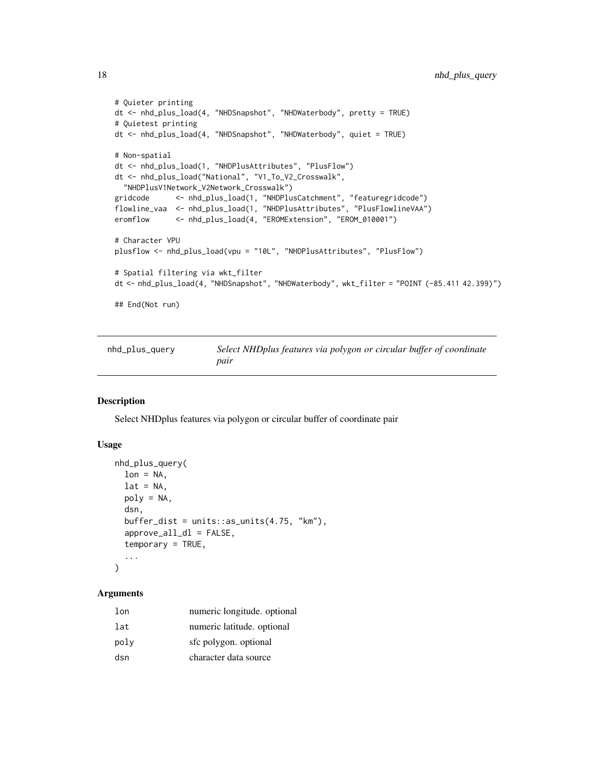```
# Quieter printing
dt <- nhd_plus_load(4, "NHDSnapshot", "NHDWaterbody", pretty = TRUE)
# Quietest printing
dt <- nhd_plus_load(4, "NHDSnapshot", "NHDWaterbody", quiet = TRUE)

# Non-spatial
dt <- nhd_plus_load(1, "NHDPlusAttributes", "PlusFlow")
dt <- nhd_plus_load("National", "V1_To_V2_Crosswalk",
  "NHDPlusV1Network_V2Network_Crosswalk")
gridcode      <- nhd_plus_load(1, "NHDPlusCatchment", "featuregridcode")
flowline_vaa  <- nhd_plus_load(1, "NHDPlusAttributes", "PlusFlowlineVAA")
eromflow      <- nhd_plus_load(4, "EROMExtension", "EROM_010001")

# Character VPU
plusflow <- nhd_plus_load(vpu = "10L", "NHDPlusAttributes", "PlusFlow")

# Spatial filtering via wkt_filter
dt <- nhd_plus_load(4, "NHDSnapshot", "NHDWaterbody", wkt_filter = "POINT (-85.411 42.399)")

## End(Not run)
```

## nhd_plus_query

*Select NHDplus features via polygon or circular buffer of coordinate pair*

### Description

Select NHDplus features via polygon or circular buffer of coordinate pair

### Usage

```
nhd_plus_query(
  lon = NA,
  lat = NA,
  poly = NA,
  dsn,
  buffer_dist = units::as_units(4.75, "km"),
  approve_all_dl = FALSE,
  temporary = TRUE,
  ...
)
```

### Arguments

| | |
|---|---|
| lon | numeric longitude. optional |
| lat | numeric latitude. optional |
| poly | sfc polygon. optional |
| dsn | character data source |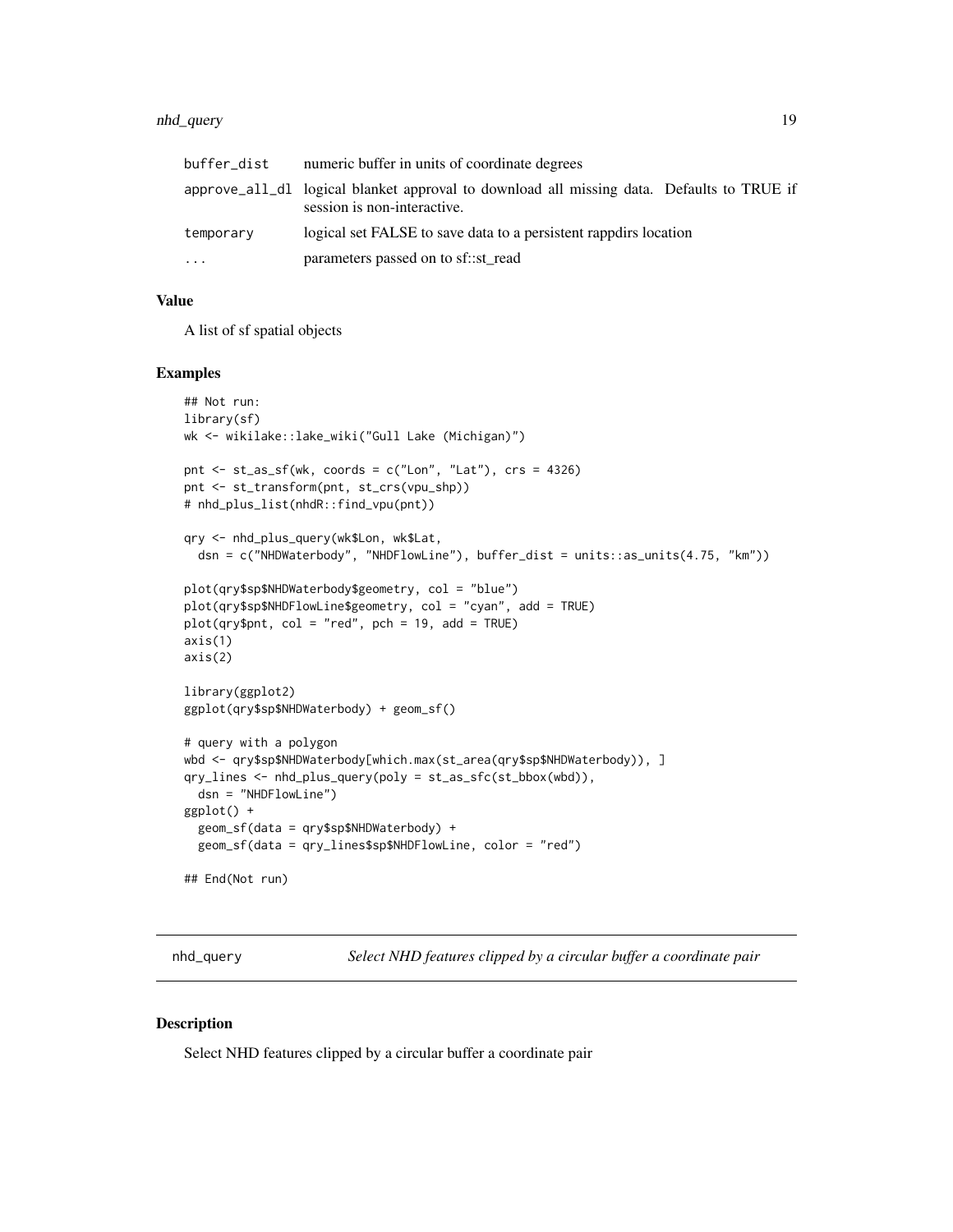| | |
|---|---|
| buffer_dist | numeric buffer in units of coordinate degrees |
| approve_all_dl | logical blanket approval to download all missing data. Defaults to TRUE if session is non-interactive. |
| temporary | logical set FALSE to save data to a persistent rappdirs location |
| ... | parameters passed on to sf::st_read |

### Value

A list of sf spatial objects

### Examples

```
## Not run:
library(sf)
wk <- wikilake::lake_wiki("Gull Lake (Michigan)")

pnt <- st_as_sf(wk, coords = c("Lon", "Lat"), crs = 4326)
pnt <- st_transform(pnt, st_crs(vpu_shp))
# nhd_plus_list(nhdR::find_vpu(pnt))

qry <- nhd_plus_query(wk$Lon, wk$Lat,
  dsn = c("NHDWaterbody", "NHDFlowLine"), buffer_dist = units::as_units(4.75, "km"))

plot(qry$sp$NHDWaterbody$geometry, col = "blue")
plot(qry$sp$NHDFlowLine$geometry, col = "cyan", add = TRUE)
plot(qry$pnt, col = "red", pch = 19, add = TRUE)
axis(1)
axis(2)

library(ggplot2)
ggplot(qry$sp$NHDWaterbody) + geom_sf()

# query with a polygon
wbd <- qry$sp$NHDWaterbody[which.max(st_area(qry$sp$NHDWaterbody)), ]
qry_lines <- nhd_plus_query(poly = st_as_sfc(st_bbox(wbd)),
  dsn = "NHDFlowLine")
ggplot() +
  geom_sf(data = qry$sp$NHDWaterbody) +
  geom_sf(data = qry_lines$sp$NHDFlowLine, color = "red")

## End(Not run)
```

## nhd_query *Select NHD features clipped by a circular buffer a coordinate pair*

### Description

Select NHD features clipped by a circular buffer a coordinate pair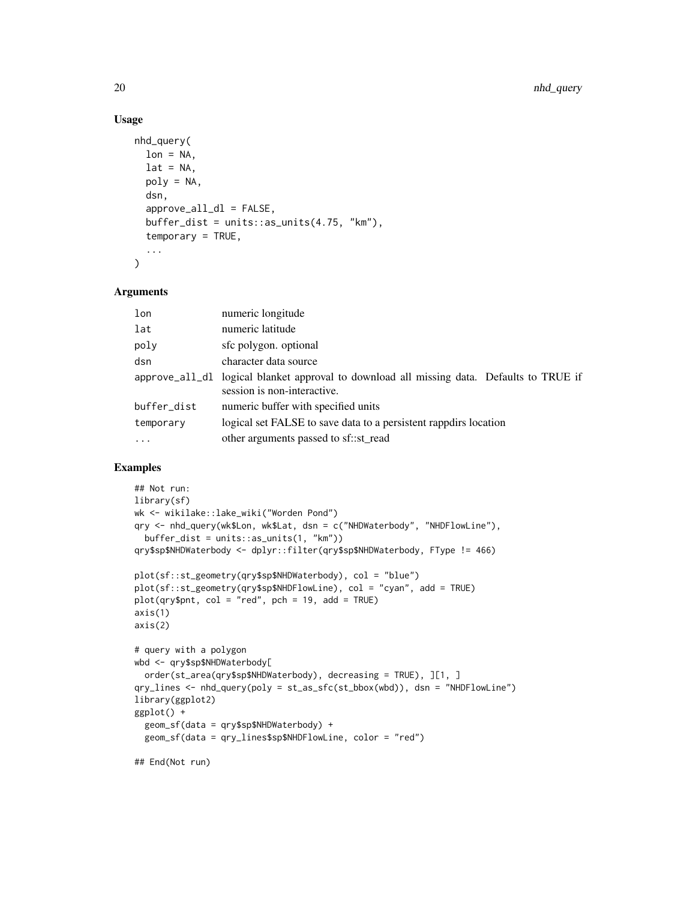### Usage

```
nhd_query(
  lon = NA,
  lat = NA,
  poly = NA,
  dsn,
  approve_all_dl = FALSE,
  buffer_dist = units::as_units(4.75, "km"),
  temporary = TRUE,
  ...
)
```

### Arguments

| | |
|---|---|
| lon | numeric longitude |
| lat | numeric latitude |
| poly | sfc polygon. optional |
| dsn | character data source |
| approve_all_dl | logical blanket approval to download all missing data. Defaults to TRUE if session is non-interactive. |
| buffer_dist | numeric buffer with specified units |
| temporary | logical set FALSE to save data to a persistent rappdirs location |
| ... | other arguments passed to sf::st_read |

### Examples

```
## Not run:
library(sf)
wk <- wikilake::lake_wiki("Worden Pond")
qry <- nhd_query(wk$Lon, wk$Lat, dsn = c("NHDWaterbody", "NHDFlowLine"),
  buffer_dist = units::as_units(1, "km"))
qry$sp$NHDWaterbody <- dplyr::filter(qry$sp$NHDWaterbody, FType != 466)

plot(sf::st_geometry(qry$sp$NHDWaterbody), col = "blue")
plot(sf::st_geometry(qry$sp$NHDFlowLine), col = "cyan", add = TRUE)
plot(qry$pnt, col = "red", pch = 19, add = TRUE)
axis(1)
axis(2)

# query with a polygon
wbd <- qry$sp$NHDWaterbody[
  order(st_area(qry$sp$NHDWaterbody), decreasing = TRUE), ][1, ]
qry_lines <- nhd_query(poly = st_as_sfc(st_bbox(wbd)), dsn = "NHDFlowLine")
library(ggplot2)
ggplot() +
  geom_sf(data = qry$sp$NHDWaterbody) +
  geom_sf(data = qry_lines$sp$NHDFlowLine, color = "red")

## End(Not run)
```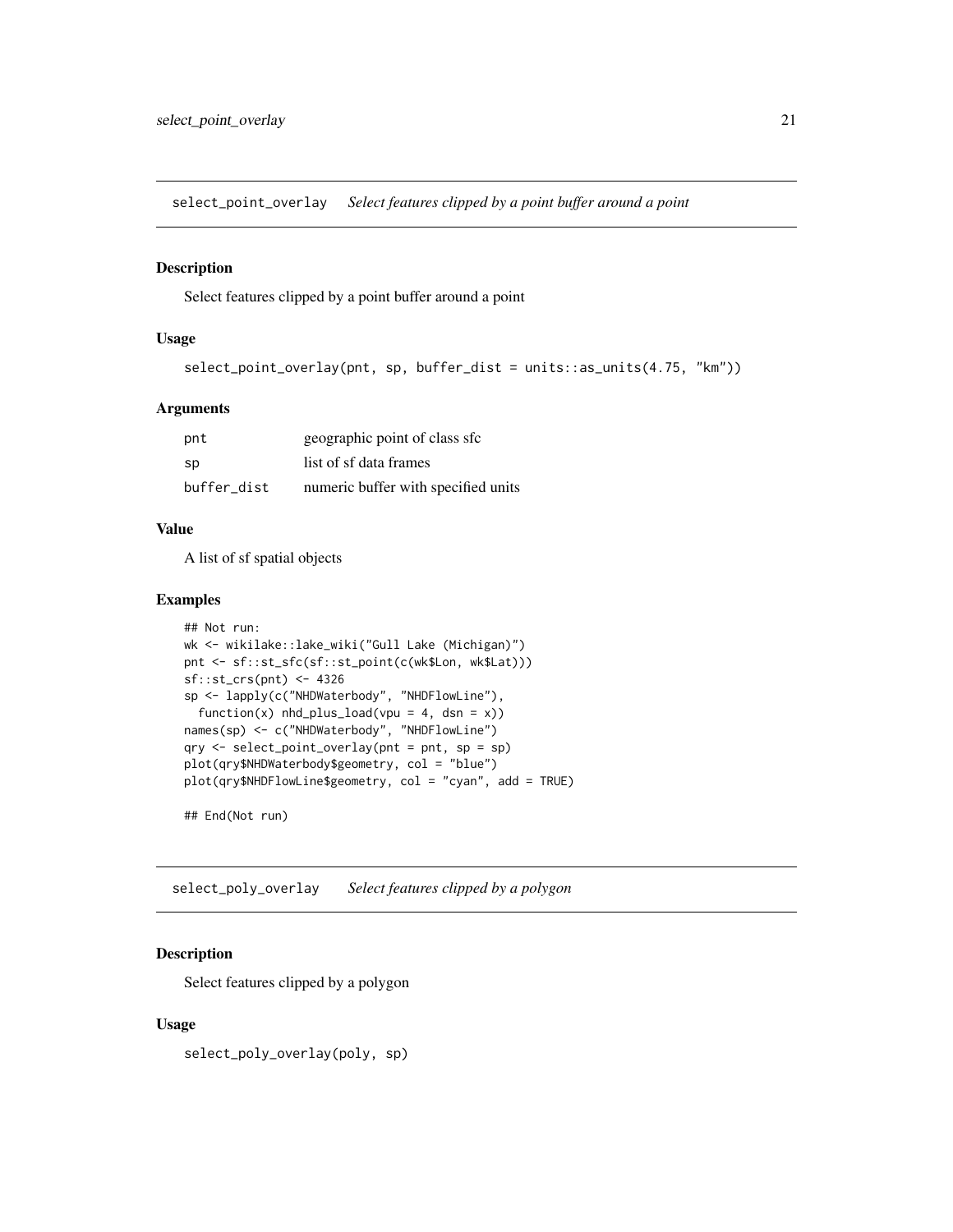## select_point_overlay    *Select features clipped by a point buffer around a point*

### Description

Select features clipped by a point buffer around a point

### Usage

```
select_point_overlay(pnt, sp, buffer_dist = units::as_units(4.75, "km"))
```

### Arguments

| | |
|---|---|
| pnt | geographic point of class sfc |
| sp | list of sf data frames |
| buffer_dist | numeric buffer with specified units |

### Value

A list of sf spatial objects

### Examples

```
## Not run:
wk <- wikilake::lake_wiki("Gull Lake (Michigan)")
pnt <- sf::st_sfc(sf::st_point(c(wk$Lon, wk$Lat)))
sf::st_crs(pnt) <- 4326
sp <- lapply(c("NHDWaterbody", "NHDFlowLine"),
  function(x) nhd_plus_load(vpu = 4, dsn = x))
names(sp) <- c("NHDWaterbody", "NHDFlowLine")
qry <- select_point_overlay(pnt = pnt, sp = sp)
plot(qry$NHDWaterbody$geometry, col = "blue")
plot(qry$NHDFlowLine$geometry, col = "cyan", add = TRUE)

## End(Not run)
```

## select_poly_overlay    *Select features clipped by a polygon*

### Description

Select features clipped by a polygon

### Usage

```
select_poly_overlay(poly, sp)
```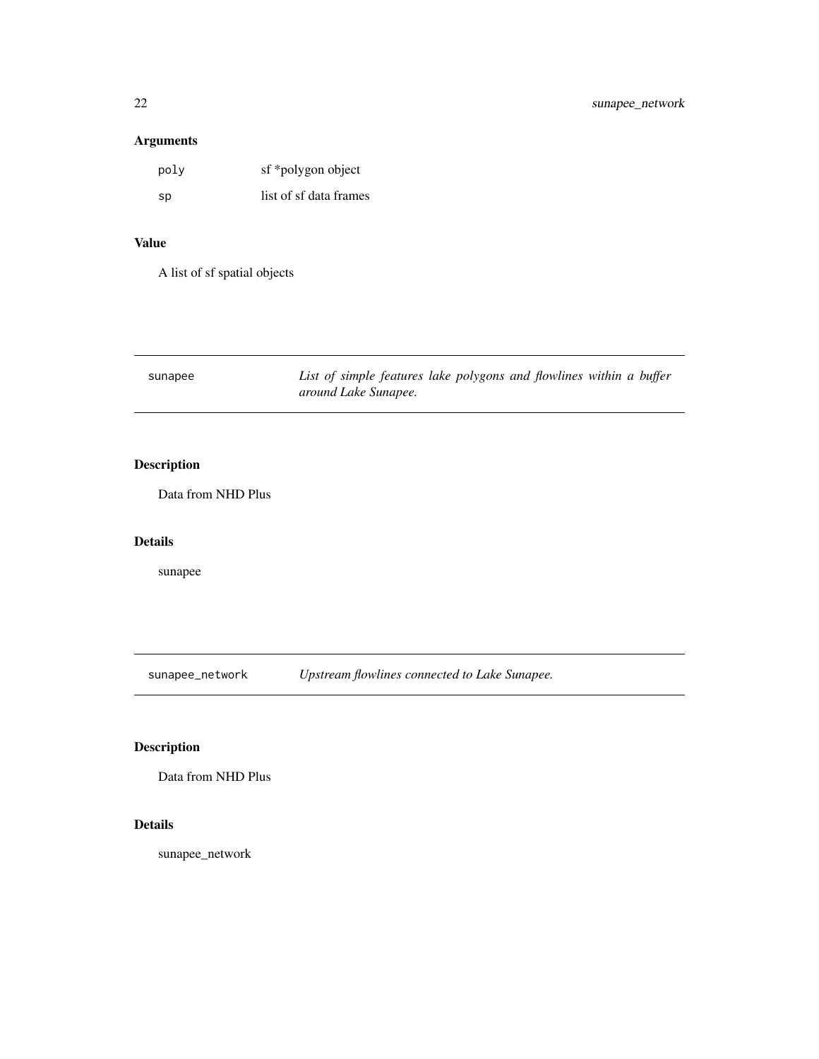## Arguments

| | |
|---|---|
| poly | sf *polygon object |
| sp | list of sf data frames |

## Value

A list of sf spatial objects

---

sunapee — *List of simple features lake polygons and flowlines within a buffer around Lake Sunapee.*

---

## Description

Data from NHD Plus

## Details

sunapee

---

sunapee_network — *Upstream flowlines connected to Lake Sunapee.*

---

## Description

Data from NHD Plus

## Details

sunapee_network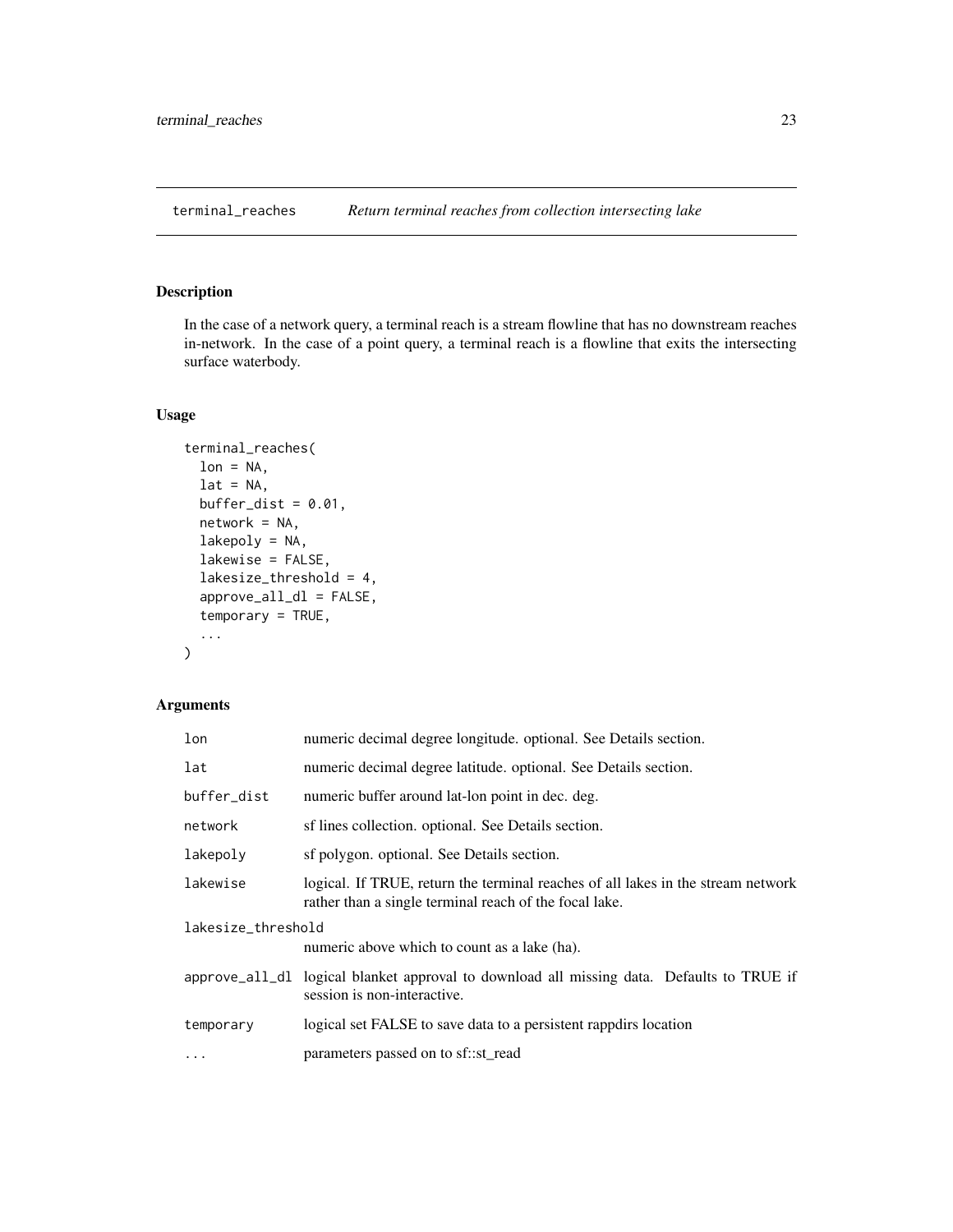## terminal_reaches *Return terminal reaches from collection intersecting lake*

### Description

In the case of a network query, a terminal reach is a stream flowline that has no downstream reaches in-network. In the case of a point query, a terminal reach is a flowline that exits the intersecting surface waterbody.

### Usage

```
terminal_reaches(
  lon = NA,
  lat = NA,
  buffer_dist = 0.01,
  network = NA,
  lakepoly = NA,
  lakewise = FALSE,
  lakesize_threshold = 4,
  approve_all_dl = FALSE,
  temporary = TRUE,
  ...
)
```

### Arguments

| Argument | Description |
|---|---|
| `lon` | numeric decimal degree longitude. optional. See Details section. |
| `lat` | numeric decimal degree latitude. optional. See Details section. |
| `buffer_dist` | numeric buffer around lat-lon point in dec. deg. |
| `network` | sf lines collection. optional. See Details section. |
| `lakepoly` | sf polygon. optional. See Details section. |
| `lakewise` | logical. If TRUE, return the terminal reaches of all lakes in the stream network rather than a single terminal reach of the focal lake. |
| `lakesize_threshold` | numeric above which to count as a lake (ha). |
| `approve_all_dl` | logical blanket approval to download all missing data. Defaults to TRUE if session is non-interactive. |
| `temporary` | logical set FALSE to save data to a persistent rappdirs location |
| `...` | parameters passed on to sf::st_read |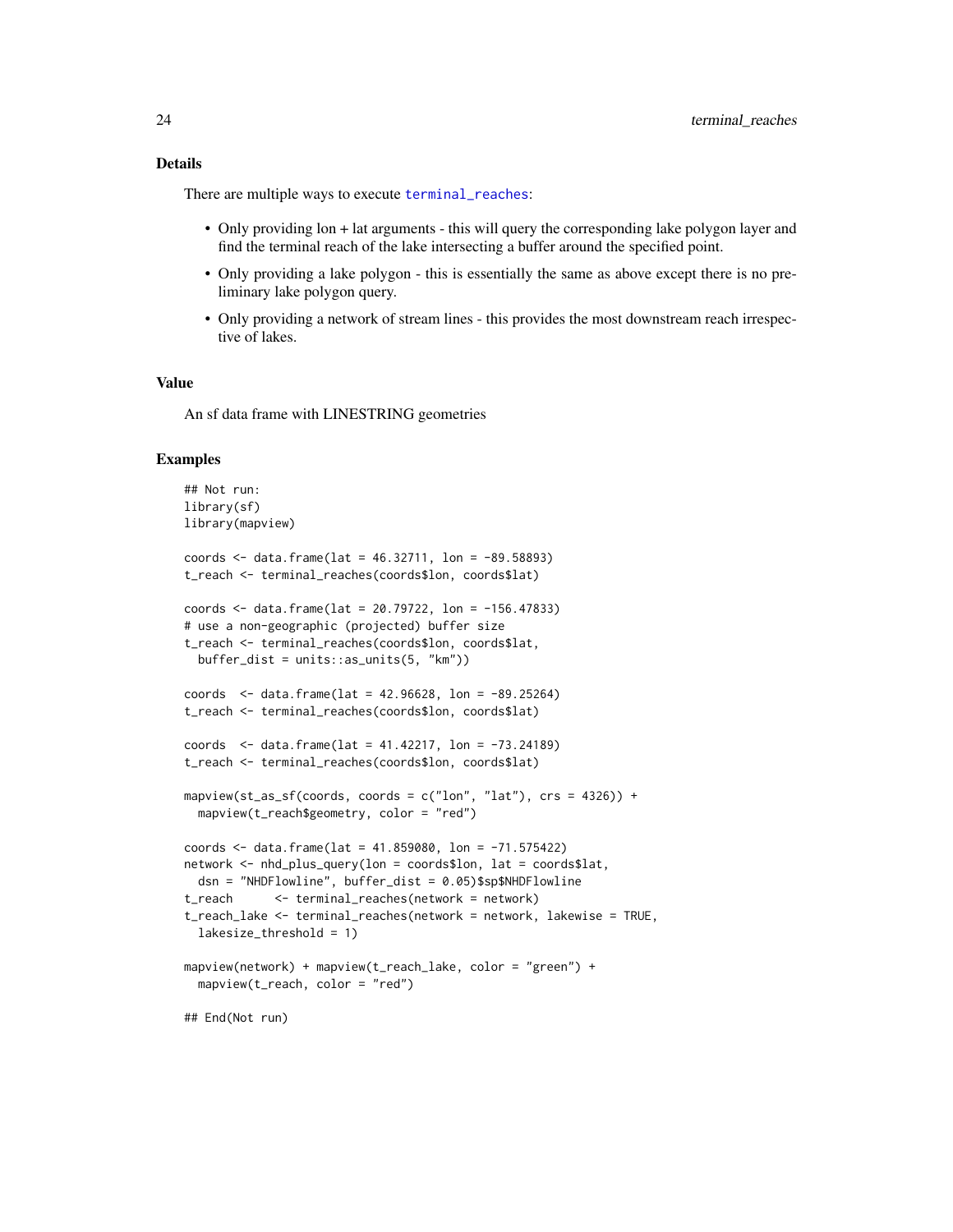## Details

There are multiple ways to execute terminal_reaches:

- Only providing lon + lat arguments - this will query the corresponding lake polygon layer and find the terminal reach of the lake intersecting a buffer around the specified point.
- Only providing a lake polygon - this is essentially the same as above except there is no preliminary lake polygon query.
- Only providing a network of stream lines - this provides the most downstream reach irrespective of lakes.

## Value

An sf data frame with LINESTRING geometries

## Examples

```
## Not run:
library(sf)
library(mapview)

coords <- data.frame(lat = 46.32711, lon = -89.58893)
t_reach <- terminal_reaches(coords$lon, coords$lat)

coords <- data.frame(lat = 20.79722, lon = -156.47833)
# use a non-geographic (projected) buffer size
t_reach <- terminal_reaches(coords$lon, coords$lat,
  buffer_dist = units::as_units(5, "km"))

coords  <- data.frame(lat = 42.96628, lon = -89.25264)
t_reach <- terminal_reaches(coords$lon, coords$lat)

coords  <- data.frame(lat = 41.42217, lon = -73.24189)
t_reach <- terminal_reaches(coords$lon, coords$lat)

mapview(st_as_sf(coords, coords = c("lon", "lat"), crs = 4326)) +
  mapview(t_reach$geometry, color = "red")

coords <- data.frame(lat = 41.859080, lon = -71.575422)
network <- nhd_plus_query(lon = coords$lon, lat = coords$lat,
  dsn = "NHDFlowline", buffer_dist = 0.05)$sp$NHDFlowline
t_reach      <- terminal_reaches(network = network)
t_reach_lake <- terminal_reaches(network = network, lakewise = TRUE,
  lakesize_threshold = 1)

mapview(network) + mapview(t_reach_lake, color = "green") +
  mapview(t_reach, color = "red")

## End(Not run)
```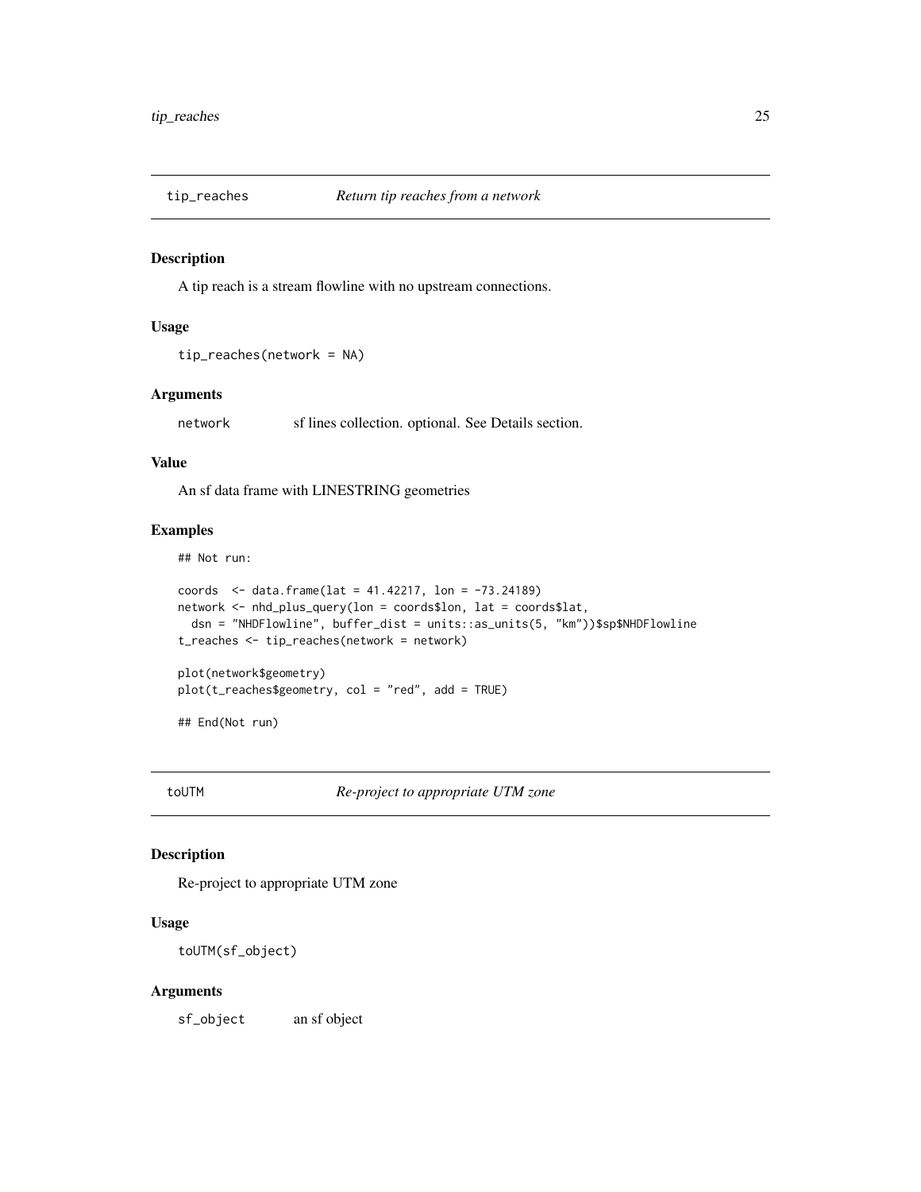## tip_reaches *Return tip reaches from a network*

### Description

A tip reach is a stream flowline with no upstream connections.

### Usage

```
tip_reaches(network = NA)
```

### Arguments

| | |
|---|---|
| network | sf lines collection. optional. See Details section. |

### Value

An sf data frame with LINESTRING geometries

### Examples

```
## Not run:

coords  <- data.frame(lat = 41.42217, lon = -73.24189)
network <- nhd_plus_query(lon = coords$lon, lat = coords$lat,
  dsn = "NHDFlowline", buffer_dist = units::as_units(5, "km"))$sp$NHDFlowline
t_reaches <- tip_reaches(network = network)

plot(network$geometry)
plot(t_reaches$geometry, col = "red", add = TRUE)

## End(Not run)
```

## toUTM *Re-project to appropriate UTM zone*

### Description

Re-project to appropriate UTM zone

### Usage

```
toUTM(sf_object)
```

### Arguments

| | |
|---|---|
| sf_object | an sf object |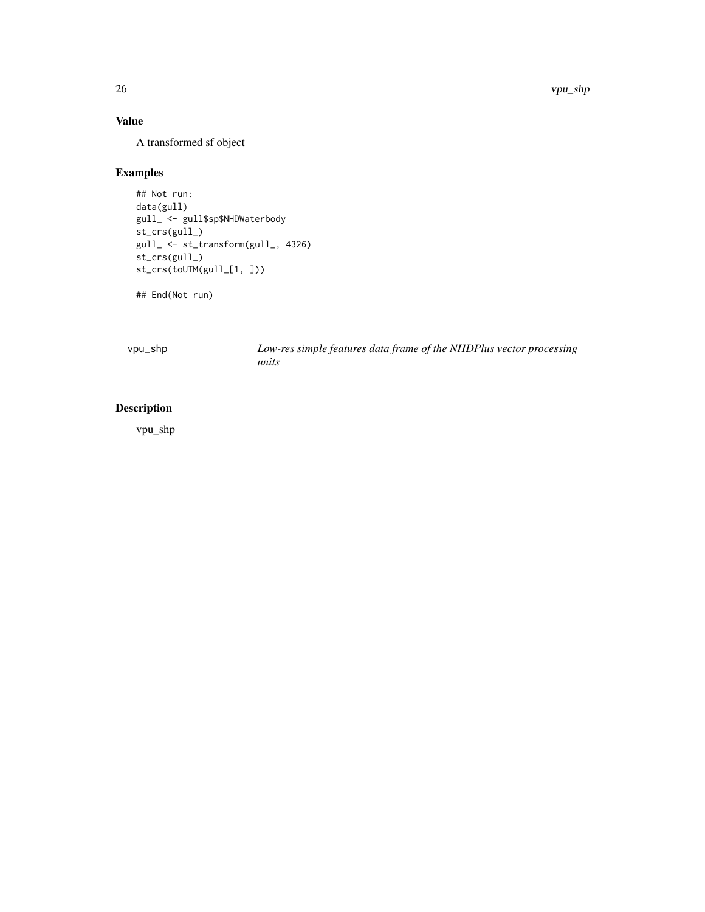## Value

A transformed sf object

## Examples

```
## Not run:
data(gull)
gull_ <- gull$sp$NHDWaterbody
st_crs(gull_)
gull_ <- st_transform(gull_, 4326)
st_crs(gull_)
st_crs(toUTM(gull_[1, ]))

## End(Not run)
```

---

vpu_shp — *Low-res simple features data frame of the NHDPlus vector processing units*

---

## Description

vpu_shp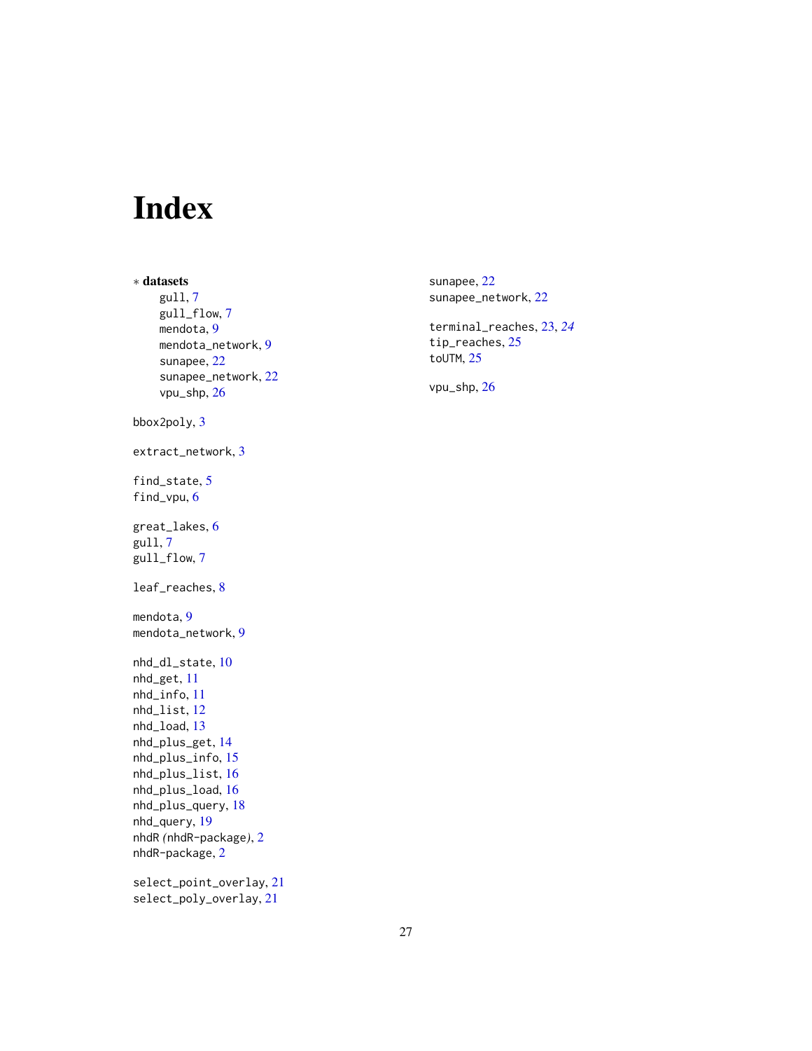# Index

∗ **datasets**

- gull, 7
- gull_flow, 7
- mendota, 9
- mendota_network, 9
- sunapee, 22
- sunapee_network, 22
- vpu_shp, 26

bbox2poly, 3

extract_network, 3

find_state, 5
find_vpu, 6

great_lakes, 6
gull, 7
gull_flow, 7

leaf_reaches, 8

mendota, 9
mendota_network, 9

nhd_dl_state, 10
nhd_get, 11
nhd_info, 11
nhd_list, 12
nhd_load, 13
nhd_plus_get, 14
nhd_plus_info, 15
nhd_plus_list, 16
nhd_plus_load, 16
nhd_plus_query, 18
nhd_query, 19
nhdR *(*nhdR-package*)*, 2
nhdR-package, 2

select_point_overlay, 21
select_poly_overlay, 21

sunapee, 22
sunapee_network, 22

terminal_reaches, 23, *24*
tip_reaches, 25
toUTM, 25

vpu_shp, 26